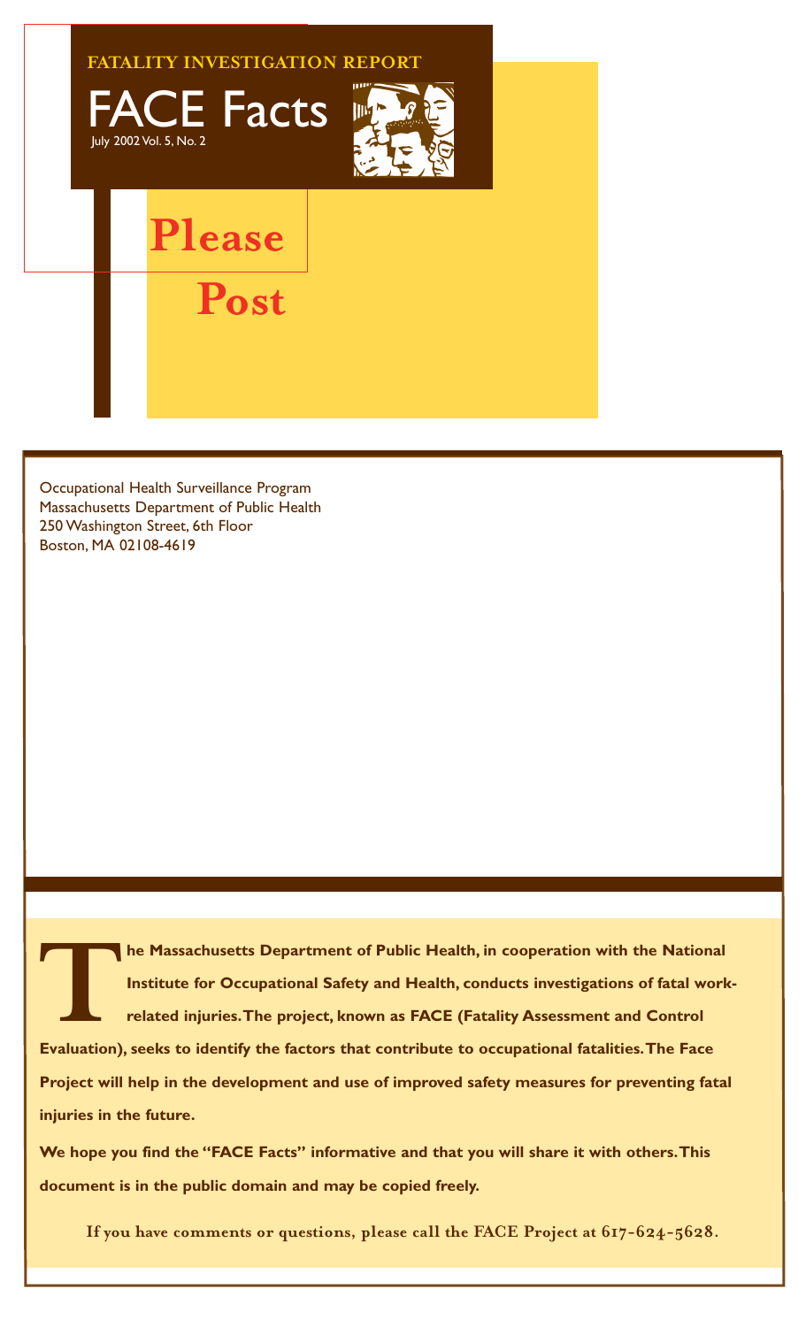**FATALITY INVESTIGATION REPORT**

# FACE Facts

July 2002 Vol. 5, No. 2

## Please Post

Occupational Health Surveillance Program
Massachusetts Department of Public Health
250 Washington Street, 6th Floor
Boston, MA 02108-4619

**The Massachusetts Department of Public Health, in cooperation with the National Institute for Occupational Safety and Health, conducts investigations of fatal work-related injuries. The project, known as FACE (Fatality Assessment and Control Evaluation), seeks to identify the factors that contribute to occupational fatalities. The Face Project will help in the development and use of improved safety measures for preventing fatal injuries in the future.**

**We hope you find the "FACE Facts" informative and that you will share it with others. This document is in the public domain and may be copied freely.**

**If you have comments or questions, please call the FACE Project at 617-624-5628.**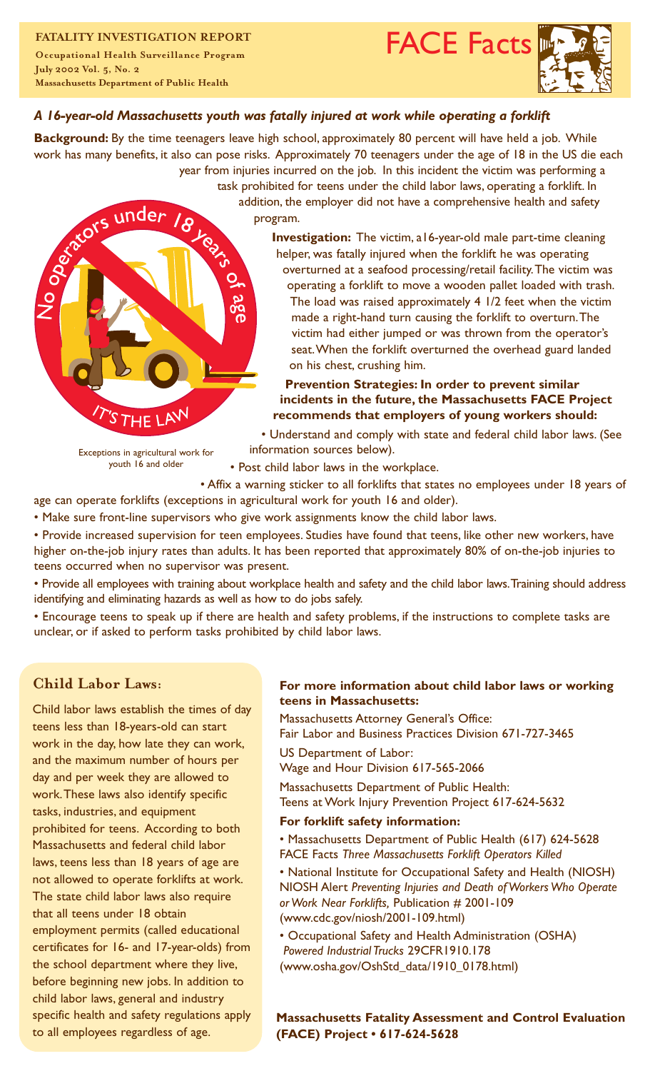**FATALITY INVESTIGATION REPORT**
**Occupational Health Surveillance Program**
**July 2002 Vol. 5, No. 2**
**Massachusetts Department of Public Health**

# FACE Facts

### *A 16-year-old Massachusetts youth was fatally injured at work while operating a forklift*

**Background:** By the time teenagers leave high school, approximately 80 percent will have held a job. While work has many benefits, it also can pose risks. Approximately 70 teenagers under the age of 18 in the US die each year from injuries incurred on the job. In this incident the victim was performing a task prohibited for teens under the child labor laws, operating a forklift. In addition, the employer did not have a comprehensive health and safety program.

No operators under 18 years of age

IT'S THE LAW

Exceptions in agricultural work for youth 16 and older

**Investigation:** The victim, a16-year-old male part-time cleaning helper, was fatally injured when the forklift he was operating overturned at a seafood processing/retail facility. The victim was operating a forklift to move a wooden pallet loaded with trash. The load was raised approximately 4 1/2 feet when the victim made a right-hand turn causing the forklift to overturn. The victim had either jumped or was thrown from the operator's seat. When the forklift overturned the overhead guard landed on his chest, crushing him.

**Prevention Strategies: In order to prevent similar incidents in the future, the Massachusetts FACE Project recommends that employers of young workers should:**

- Understand and comply with state and federal child labor laws. (See information sources below).
- Post child labor laws in the workplace.
- Affix a warning sticker to all forklifts that states no employees under 18 years of age can operate forklifts (exceptions in agricultural work for youth 16 and older).
- Make sure front-line supervisors who give work assignments know the child labor laws.
- Provide increased supervision for teen employees. Studies have found that teens, like other new workers, have higher on-the-job injury rates than adults. It has been reported that approximately 80% of on-the-job injuries to teens occurred when no supervisor was present.
- Provide all employees with training about workplace health and safety and the child labor laws. Training should address identifying and eliminating hazards as well as how to do jobs safely.
- Encourage teens to speak up if there are health and safety problems, if the instructions to complete tasks are unclear, or if asked to perform tasks prohibited by child labor laws.

## Child Labor Laws:

Child labor laws establish the times of day teens less than 18-years-old can start work in the day, how late they can work, and the maximum number of hours per day and per week they are allowed to work. These laws also identify specific tasks, industries, and equipment prohibited for teens. According to both Massachusetts and federal child labor laws, teens less than 18 years of age are not allowed to operate forklifts at work. The state child labor laws also require that all teens under 18 obtain employment permits (called educational certificates for 16- and 17-year-olds) from the school department where they live, before beginning new jobs. In addition to child labor laws, general and industry specific health and safety regulations apply to all employees regardless of age.

**For more information about child labor laws or working teens in Massachusetts:**

Massachusetts Attorney General's Office:
Fair Labor and Business Practices Division 671-727-3465

US Department of Labor:
Wage and Hour Division 617-565-2066

Massachusetts Department of Public Health:
Teens at Work Injury Prevention Project 617-624-5632

**For forklift safety information:**

- Massachusetts Department of Public Health (617) 624-5628
FACE Facts *Three Massachusetts Forklift Operators Killed*
- National Institute for Occupational Safety and Health (NIOSH)
NIOSH Alert *Preventing Injuries and Death of Workers Who Operate or Work Near Forklifts,* Publication # 2001-109
(www.cdc.gov/niosh/2001-109.html)
- Occupational Safety and Health Administration (OSHA)
*Powered Industrial Trucks* 29CFR1910.178
(www.osha.gov/OshStd_data/1910_0178.html)

**Massachusetts Fatality Assessment and Control Evaluation (FACE) Project • 617-624-5628**